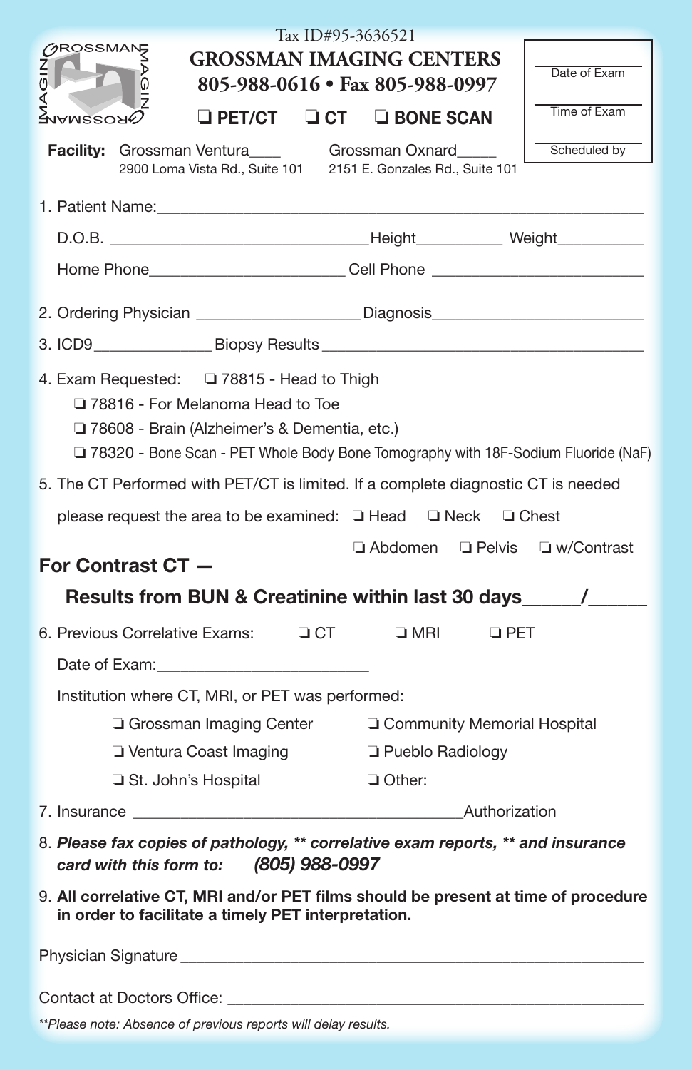Tax ID#95-3636521

# GROSSMAN IMAGING CENTERS

**805-988-0616 • Fax 805-988-0997**

❏ **PET/CT** ❏ **CT** ❏ **BONE SCAN**

| |
|---|
| Date of Exam |
| Time of Exam |
| Scheduled by |

**Facility:** Grossman Ventura____ 2900 Loma Vista Rd., Suite 101 Grossman Oxnard_____ 2151 E. Gonzales Rd., Suite 101

1. Patient Name:______________________________________________

   D.O.B. ______________________Height__________ Weight__________

   Home Phone______________________ Cell Phone ______________________

2. Ordering Physician ___________________Diagnosis______________________

3. ICD9_____________ Biopsy Results ________________________________

4. Exam Requested: ❏ 78815 - Head to Thigh
   - ❏ 78816 - For Melanoma Head to Toe
   - ❏ 78608 - Brain (Alzheimer's & Dementia, etc.)
   - ❏ 78320 - Bone Scan - PET Whole Body Bone Tomography with 18F-Sodium Fluoride (NaF)

5. The CT Performed with PET/CT is limited. If a complete diagnostic CT is needed please request the area to be examined: ❏ Head ❏ Neck ❏ Chest ❏ Abdomen ❏ Pelvis ❏ w/Contrast

**For Contrast CT —**

**Results from BUN & Creatinine within last 30 days_____/_____**

6. Previous Correlative Exams: ❏ CT ❏ MRI ❏ PET

   Date of Exam:______________________

   Institution where CT, MRI, or PET was performed:
   - ❏ Grossman Imaging Center
   - ❏ Community Memorial Hospital
   - ❏ Ventura Coast Imaging
   - ❏ Pueblo Radiology
   - ❏ St. John's Hospital
   - ❏ Other:

7. Insurance ___________________________________Authorization

8. ***Please fax copies of pathology, ** correlative exam reports, ** and insurance card with this form to:*** ***(805) 988-0997***

9. **All correlative CT, MRI and/or PET films should be present at time of procedure in order to facilitate a timely PET interpretation.**

Physician Signature ____________________________________________

Contact at Doctors Office: ______________________________________

*\*\*Please note: Absence of previous reports will delay results.*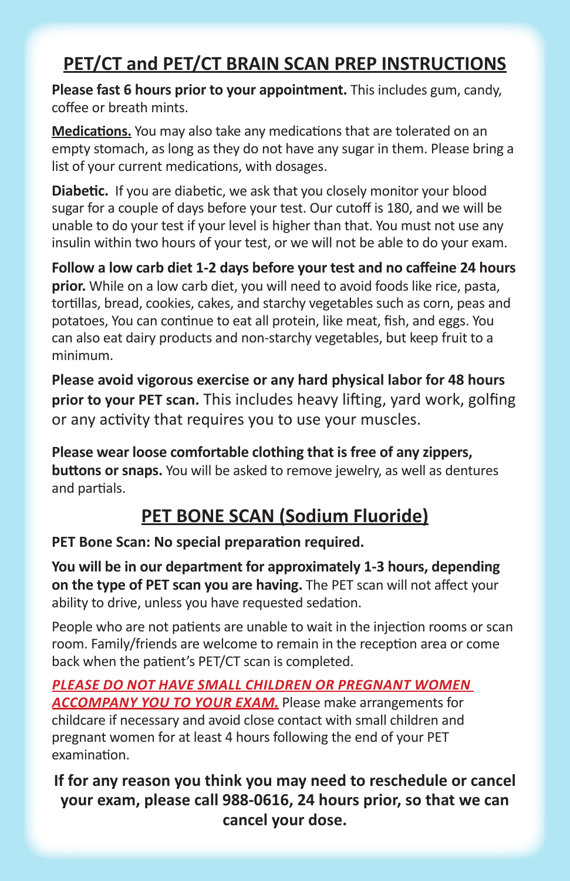## PET/CT and PET/CT BRAIN SCAN PREP INSTRUCTIONS

**Please fast 6 hours prior to your appointment.** This includes gum, candy, coffee or breath mints.

**Medications.** You may also take any medications that are tolerated on an empty stomach, as long as they do not have any sugar in them. Please bring a list of your current medications, with dosages.

**Diabetic.** If you are diabetic, we ask that you closely monitor your blood sugar for a couple of days before your test. Our cutoff is 180, and we will be unable to do your test if your level is higher than that. You must not use any insulin within two hours of your test, or we will not be able to do your exam.

**Follow a low carb diet 1-2 days before your test and no caffeine 24 hours prior.** While on a low carb diet, you will need to avoid foods like rice, pasta, tortillas, bread, cookies, cakes, and starchy vegetables such as corn, peas and potatoes, You can continue to eat all protein, like meat, fish, and eggs. You can also eat dairy products and non-starchy vegetables, but keep fruit to a minimum.

**Please avoid vigorous exercise or any hard physical labor for 48 hours prior to your PET scan.** This includes heavy lifting, yard work, golfing or any activity that requires you to use your muscles.

**Please wear loose comfortable clothing that is free of any zippers, buttons or snaps.** You will be asked to remove jewelry, as well as dentures and partials.

## PET BONE SCAN (Sodium Fluoride)

**PET Bone Scan: No special preparation required.**

**You will be in our department for approximately 1-3 hours, depending on the type of PET scan you are having.** The PET scan will not affect your ability to drive, unless you have requested sedation.

People who are not patients are unable to wait in the injection rooms or scan room. Family/friends are welcome to remain in the reception area or come back when the patient's PET/CT scan is completed.

***PLEASE DO NOT HAVE SMALL CHILDREN OR PREGNANT WOMEN ACCOMPANY YOU TO YOUR EXAM.*** Please make arrangements for childcare if necessary and avoid close contact with small children and pregnant women for at least 4 hours following the end of your PET examination.

**If for any reason you think you may need to reschedule or cancel your exam, please call 988-0616, 24 hours prior, so that we can cancel your dose.**